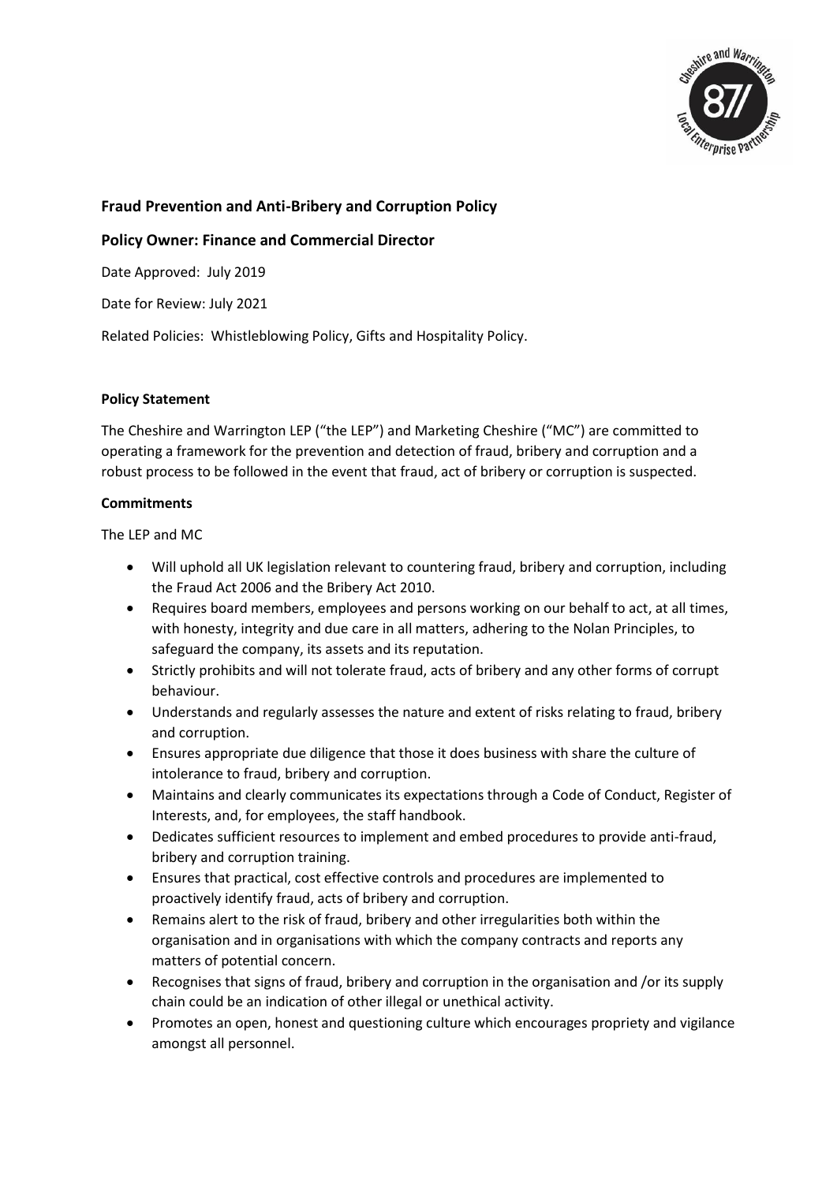**Fraud Prevention and Anti-Bribery and Corruption Policy**

**Policy Owner: Finance and Commercial Director**

Date Approved: July 2019

Date for Review: July 2021

Related Policies: Whistleblowing Policy, Gifts and Hospitality Policy.

**Policy Statement**

The Cheshire and Warrington LEP ("the LEP") and Marketing Cheshire ("MC") are committed to operating a framework for the prevention and detection of fraud, bribery and corruption and a robust process to be followed in the event that fraud, act of bribery or corruption is suspected.

**Commitments**

The LEP and MC

- Will uphold all UK legislation relevant to countering fraud, bribery and corruption, including the Fraud Act 2006 and the Bribery Act 2010.
- Requires board members, employees and persons working on our behalf to act, at all times, with honesty, integrity and due care in all matters, adhering to the Nolan Principles, to safeguard the company, its assets and its reputation.
- Strictly prohibits and will not tolerate fraud, acts of bribery and any other forms of corrupt behaviour.
- Understands and regularly assesses the nature and extent of risks relating to fraud, bribery and corruption.
- Ensures appropriate due diligence that those it does business with share the culture of intolerance to fraud, bribery and corruption.
- Maintains and clearly communicates its expectations through a Code of Conduct, Register of Interests, and, for employees, the staff handbook.
- Dedicates sufficient resources to implement and embed procedures to provide anti-fraud, bribery and corruption training.
- Ensures that practical, cost effective controls and procedures are implemented to proactively identify fraud, acts of bribery and corruption.
- Remains alert to the risk of fraud, bribery and other irregularities both within the organisation and in organisations with which the company contracts and reports any matters of potential concern.
- Recognises that signs of fraud, bribery and corruption in the organisation and /or its supply chain could be an indication of other illegal or unethical activity.
- Promotes an open, honest and questioning culture which encourages propriety and vigilance amongst all personnel.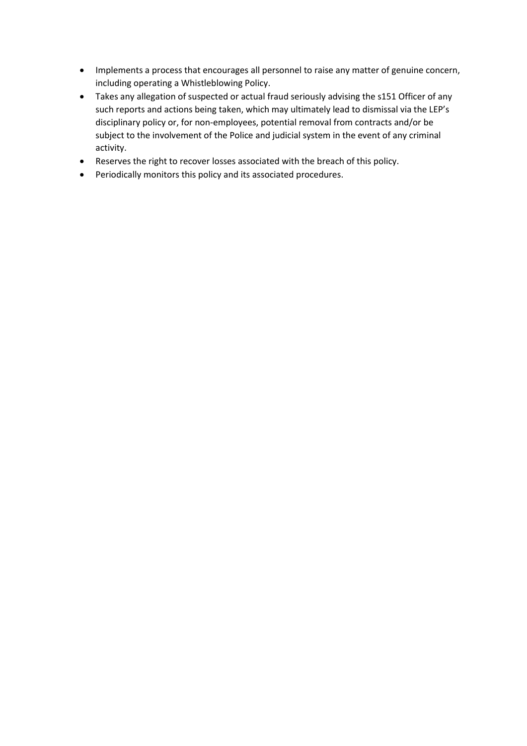- Implements a process that encourages all personnel to raise any matter of genuine concern, including operating a Whistleblowing Policy.
- Takes any allegation of suspected or actual fraud seriously advising the s151 Officer of any such reports and actions being taken, which may ultimately lead to dismissal via the LEP's disciplinary policy or, for non-employees, potential removal from contracts and/or be subject to the involvement of the Police and judicial system in the event of any criminal activity.
- Reserves the right to recover losses associated with the breach of this policy.
- Periodically monitors this policy and its associated procedures.